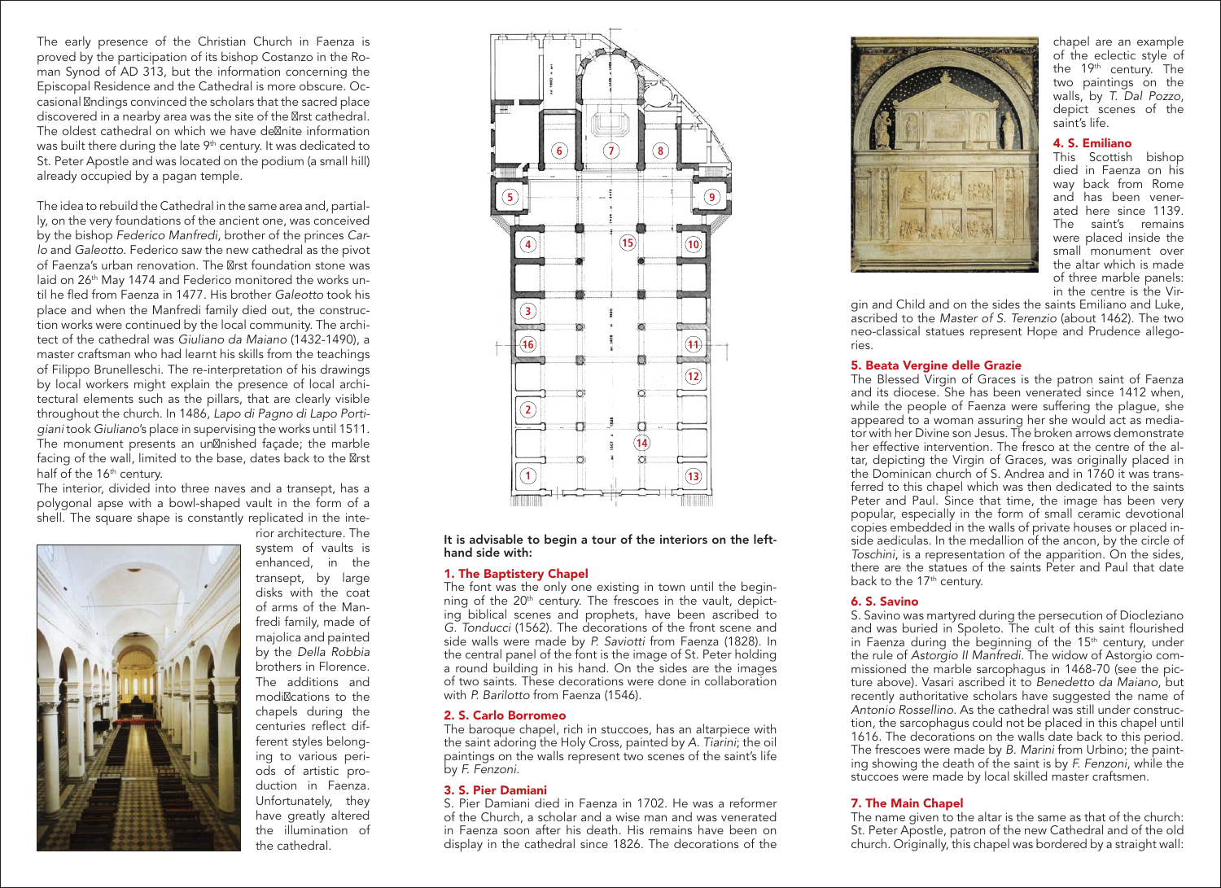The early presence of the Christian Church in Faenza is proved by the participation of its bishop Costanzo in the Roman Synod of AD 313, but the information concerning the Episcopal Residence and the Cathedral is more obscure. Occasional findings convinced the scholars that the sacred place discovered in a nearby area was the site of the first cathedral. The oldest cathedral on which we have definite information was built there during the late 9th century. It was dedicated to St. Peter Apostle and was located on the podium (a small hill) already occupied by a pagan temple.

The idea to rebuild the Cathedral in the same area and, partially, on the very foundations of the ancient one, was conceived by the bishop *Federico Manfredi*, brother of the princes *Carlo* and *Galeotto*. Federico saw the new cathedral as the pivot of Faenza's urban renovation. The first foundation stone was laid on 26th May 1474 and Federico monitored the works until he fled from Faenza in 1477. His brother *Galeotto* took his place and when the Manfredi family died out, the construction works were continued by the local community. The architect of the cathedral was *Giuliano da Maiano* (1432-1490), a master craftsman who had learnt his skills from the teachings of Filippo Brunelleschi. The re-interpretation of his drawings by local workers might explain the presence of local architectural elements such as the pillars, that are clearly visible throughout the church. In 1486, *Lapo di Pagno di Lapo Portigiani* took *Giuliano*'s place in supervising the works until 1511. The monument presents an unfinished façade; the marble facing of the wall, limited to the base, dates back to the first half of the 16th century.

The interior, divided into three naves and a transept, has a polygonal apse with a bowl-shaped vault in the form of a shell. The square shape is constantly replicated in the interior architecture. The system of vaults is enhanced, in the transept, by large disks with the coat of arms of the Manfredi family, made of majolica and painted by the *Della Robbia* brothers in Florence. The additions and modifications to the chapels during the centuries reflect different styles belonging to various periods of artistic production in Faenza. Unfortunately, they have greatly altered the illumination of the cathedral.

**It is advisable to begin a tour of the interiors on the left-hand side with:**

### 1. The Baptistery Chapel

The font was the only one existing in town until the beginning of the 20th century. The frescoes in the vault, depicting biblical scenes and prophets, have been ascribed to *G. Tonducci* (1562). The decorations of the front scene and side walls were made by *P. Saviotti* from Faenza (1828). In the central panel of the font is the image of St. Peter holding a round building in his hand. On the sides are the images of two saints. These decorations were done in collaboration with *P. Barilotto* from Faenza (1546).

### 2. S. Carlo Borromeo

The baroque chapel, rich in stuccoes, has an altarpiece with the saint adoring the Holy Cross, painted by *A. Tiarini*; the oil paintings on the walls represent two scenes of the saint's life by *F. Fenzoni*.

### 3. S. Pier Damiani

S. Pier Damiani died in Faenza in 1702. He was a reformer of the Church, a scholar and a wise man and was venerated in Faenza soon after his death. His remains have been on display in the cathedral since 1826. The decorations of the chapel are an example of the eclectic style of the 19th century. The two paintings on the walls, by *T. Dal Pozzo*, depict scenes of the saint's life.

### 4. S. Emiliano

This Scottish bishop died in Faenza on his way back from Rome and has been venerated here since 1139. The saint's remains were placed inside the small monument over the altar which is made of three marble panels: in the centre is the Virgin and Child and on the sides the saints Emiliano and Luke, ascribed to the *Master of S. Terenzio* (about 1462). The two neo-classical statues represent Hope and Prudence allegories.

### 5. Beata Vergine delle Grazie

The Blessed Virgin of Graces is the patron saint of Faenza and its diocese. She has been venerated since 1412 when, while the people of Faenza were suffering the plague, she appeared to a woman assuring her she would act as mediator with her Divine son Jesus. The broken arrows demonstrate her effective intervention. The fresco at the centre of the altar, depicting the Virgin of Graces, was originally placed in the Dominican church of S. Andrea and in 1760 it was transferred to this chapel which was then dedicated to the saints Peter and Paul. Since that time, the image has been very popular, especially in the form of small ceramic devotional copies embedded in the walls of private houses or placed inside aediculas. In the medallion of the ancon, by the circle of *Toschini*, is a representation of the apparition. On the sides, there are the statues of the saints Peter and Paul that date back to the 17th century.

### 6. S. Savino

S. Savino was martyred during the persecution of Diocleziano and was buried in Spoleto. The cult of this saint flourished in Faenza during the beginning of the 15th century, under the rule of *Astorgio II Manfredi*. The widow of Astorgio commissioned the marble sarcophagus in 1468-70 (see the picture above). Vasari ascribed it to *Benedetto da Maiano*, but recently authoritative scholars have suggested the name of *Antonio Rossellino*. As the cathedral was still under construction, the sarcophagus could not be placed in this chapel until 1616. The decorations on the walls date back to this period. The frescoes were made by *B. Marini* from Urbino; the painting showing the death of the saint is by *F. Fenzoni*, while the stuccoes were made by local skilled master craftsmen.

### 7. The Main Chapel

The name given to the altar is the same as that of the church: St. Peter Apostle, patron of the new Cathedral and of the old church. Originally, this chapel was bordered by a straight wall: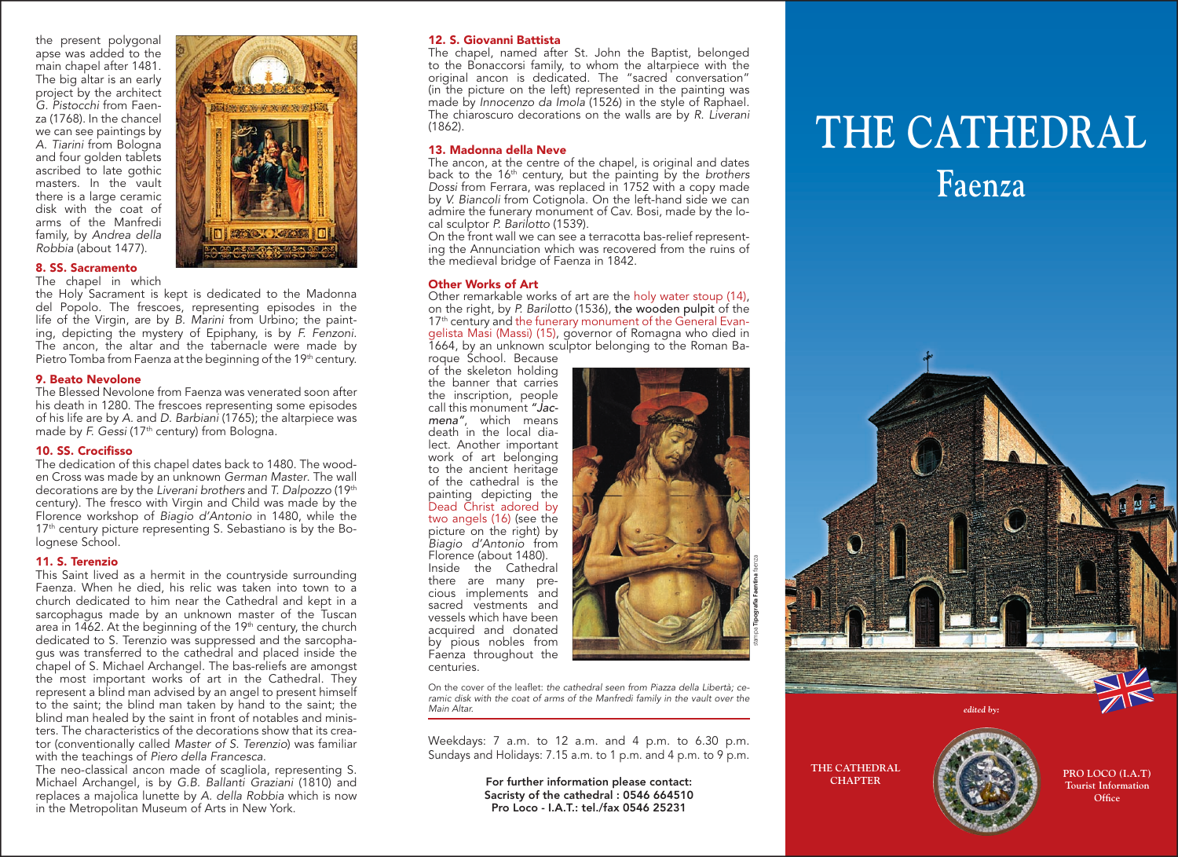the present polygonal apse was added to the main chapel after 1481. The big altar is an early project by the architect *G. Pistocchi* from Faenza (1768). In the chancel we can see paintings by *A. Tiarini* from Bologna and four golden tablets ascribed to late gothic masters. In the vault there is a large ceramic disk with the coat of arms of the Manfredi family, by *Andrea della Robbia* (about 1477).

### 8. SS. Sacramento

The chapel in which the Holy Sacrament is kept is dedicated to the Madonna del Popolo. The frescoes, representing episodes in the life of the Virgin, are by *B. Marini* from Urbino; the painting, depicting the mystery of Epiphany, is by *F. Fenzoni*. The ancon, the altar and the tabernacle were made by Pietro Tomba from Faenza at the beginning of the 19th century.

### 9. Beato Nevolone

The Blessed Nevolone from Faenza was venerated soon after his death in 1280. The frescoes representing some episodes of his life are by *A.* and *D. Barbiani* (1765); the altarpiece was made by *F. Gessi* (17th century) from Bologna.

### 10. SS. Crocifisso

The dedication of this chapel dates back to 1480. The wooden Cross was made by an unknown *German Master*. The wall decorations are by the *Liverani brothers* and *T. Dalpozzo* (19th century). The fresco with Virgin and Child was made by the Florence workshop of *Biagio d'Antonio* in 1480, while the 17th century picture representing S. Sebastiano is by the Bolognese School.

### 11. S. Terenzio

This Saint lived as a hermit in the countryside surrounding Faenza. When he died, his relic was taken into town to a church dedicated to him near the Cathedral and kept in a sarcophagus made by an unknown master of the Tuscan area in 1462. At the beginning of the 19th century, the church dedicated to S. Terenzio was suppressed and the sarcophagus was transferred to the cathedral and placed inside the chapel of S. Michael Archangel. The bas-reliefs are amongst the most important works of art in the Cathedral. They represent a blind man advised by an angel to present himself to the saint; the blind man taken by hand to the saint; the blind man healed by the saint in front of notables and ministers. The characteristics of the decorations show that its creator (conventionally called *Master of S. Terenzio*) was familiar with the teachings of *Piero della Francesca*.

The neo-classical ancon made of scagliola, representing S. Michael Archangel, is by *G.B. Ballanti Graziani* (1810) and replaces a majolica lunette by *A. della Robbia* which is now in the Metropolitan Museum of Arts in New York.

### 12. S. Giovanni Battista

The chapel, named after St. John the Baptist, belonged to the Bonaccorsi family, to whom the altarpiece with the original ancon is dedicated. The "sacred conversation" (in the picture on the left) represented in the painting was made by *Innocenzo da Imola* (1526) in the style of Raphael. The chiaroscuro decorations on the walls are by *R. Liverani* (1862).

### 13. Madonna della Neve

The ancon, at the centre of the chapel, is original and dates back to the 16th century, but the painting by the *brothers Dossi* from Ferrara, was replaced in 1752 with a copy made by *V. Biancoli* from Cotignola. On the left-hand side we can admire the funerary monument of Cav. Bosi, made by the local sculptor *P. Barilotto* (1539).

On the front wall we can see a terracotta bas-relief representing the Annunciation which was recovered from the ruins of the medieval bridge of Faenza in 1842.

### Other Works of Art

Other remarkable works of art are the holy water stoup (14), on the right, by *P. Barilotto* (1536), the wooden pulpit of the 17th century and the funerary monument of the General Evangelista Masi (Massi) (15), governor of Romagna who died in 1664, by an unknown sculptor belonging to the Roman Baroque School. Because of the skeleton holding the banner that carries the inscription, people call this monument *"Jacmena"*, which means death in the local dialect. Another important work of art belonging to the ancient heritage of the cathedral is the painting depicting the Dead Christ adored by two angels (16) (see the picture on the right) by *Biagio d'Antonio* from Florence (about 1480).
Inside the Cathedral there are many precious implements and sacred vestments and vessels which have been acquired and donated by pious nobles from Faenza throughout the centuries.

stampa Tipografia Faentina faenza

On the cover of the leaflet: *the cathedral seen from Piazza della Libertà; ceramic disk with the coat of arms of the Manfredi family in the vault over the Main Altar.*

Weekdays: 7 a.m. to 12 a.m. and 4 p.m. to 6.30 p.m.
Sundays and Holidays: 7.15 a.m. to 1 p.m. and 4 p.m. to 9 p.m.

**For further information please contact:**
**Sacristy of the cathedral : 0546 664510**
**Pro Loco - I.A.T.: tel./fax 0546 25231**

# THE CATHEDRAL

## Faenza

*edited by:*

THE CATHEDRAL CHAPTER

PRO LOCO (I.A.T)
Tourist Information Office